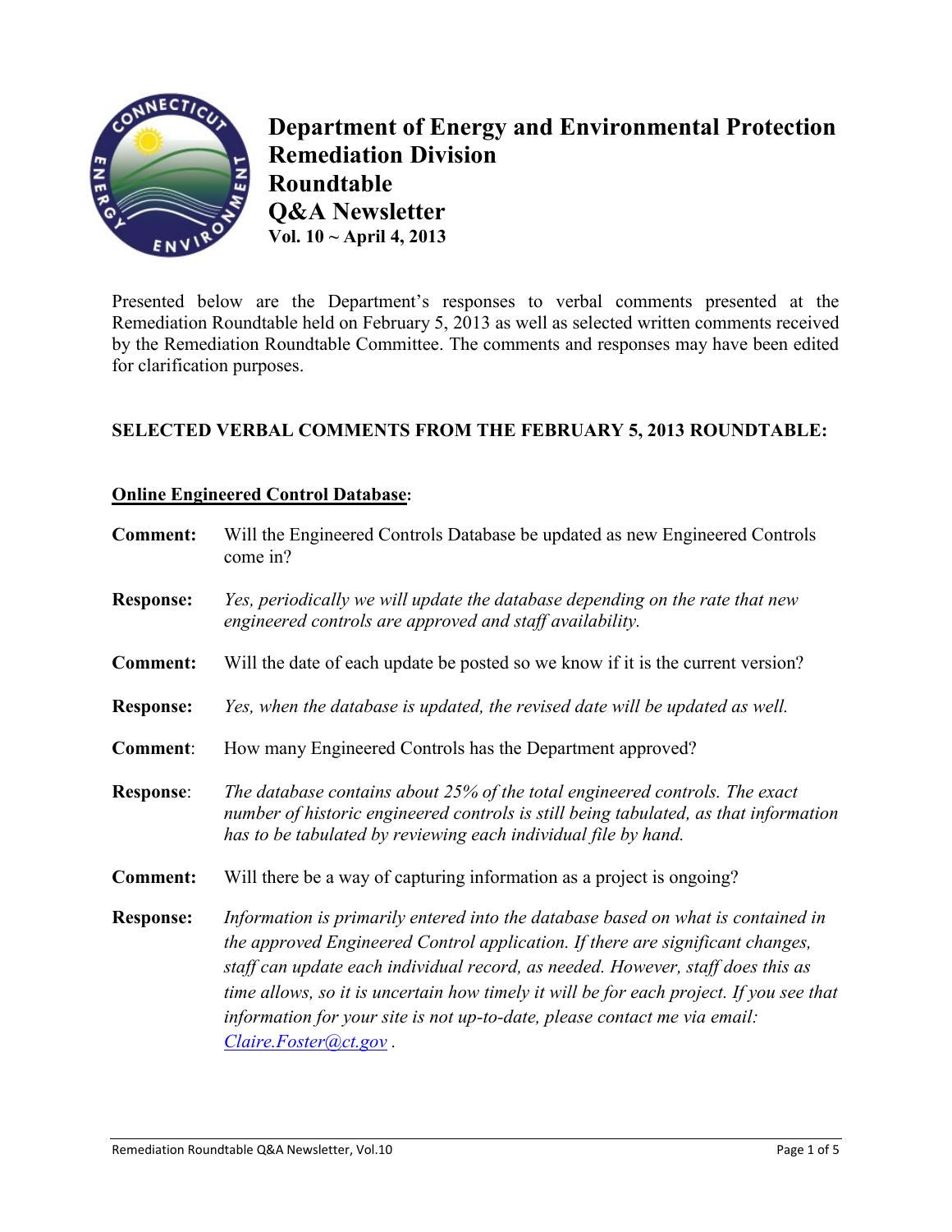# Department of Energy and Environmental Protection Remediation Division Roundtable Q&A Newsletter

**Vol. 10 ~ April 4, 2013**

Presented below are the Department's responses to verbal comments presented at the Remediation Roundtable held on February 5, 2013 as well as selected written comments received by the Remediation Roundtable Committee. The comments and responses may have been edited for clarification purposes.

## SELECTED VERBAL COMMENTS FROM THE FEBRUARY 5, 2013 ROUNDTABLE:

### Online Engineered Control Database:

**Comment:** Will the Engineered Controls Database be updated as new Engineered Controls come in?

**Response:** *Yes, periodically we will update the database depending on the rate that new engineered controls are approved and staff availability.*

**Comment:** Will the date of each update be posted so we know if it is the current version?

**Response:** *Yes, when the database is updated, the revised date will be updated as well.*

**Comment:** How many Engineered Controls has the Department approved?

**Response:** *The database contains about 25% of the total engineered controls. The exact number of historic engineered controls is still being tabulated, as that information has to be tabulated by reviewing each individual file by hand.*

**Comment:** Will there be a way of capturing information as a project is ongoing?

**Response:** *Information is primarily entered into the database based on what is contained in the approved Engineered Control application. If there are significant changes, staff can update each individual record, as needed. However, staff does this as time allows, so it is uncertain how timely it will be for each project. If you see that information for your site is not up-to-date, please contact me via email: Claire.Foster@ct.gov .*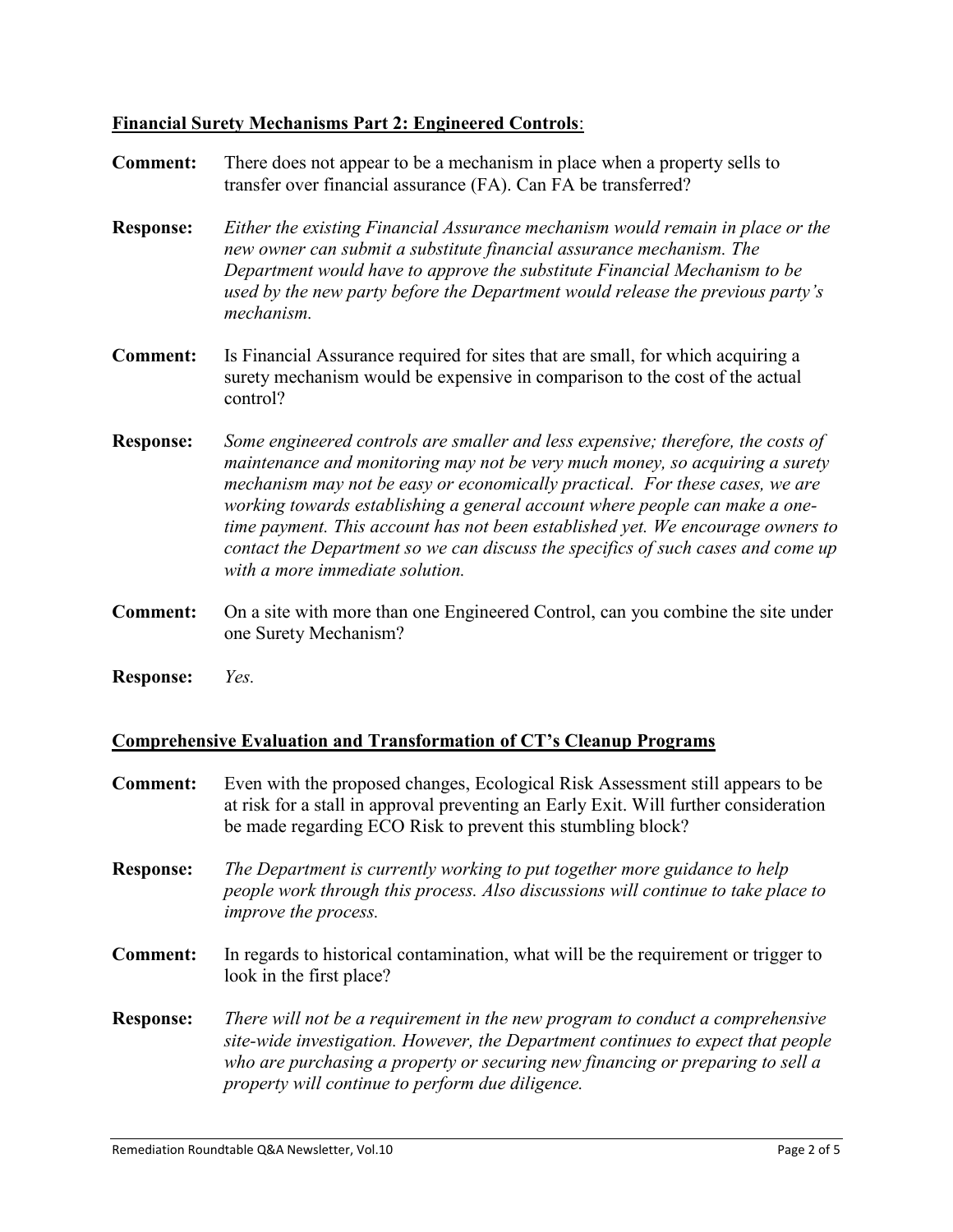## Financial Surety Mechanisms Part 2: Engineered Controls:

**Comment:** There does not appear to be a mechanism in place when a property sells to transfer over financial assurance (FA). Can FA be transferred?

**Response:** *Either the existing Financial Assurance mechanism would remain in place or the new owner can submit a substitute financial assurance mechanism. The Department would have to approve the substitute Financial Mechanism to be used by the new party before the Department would release the previous party's mechanism.*

**Comment:** Is Financial Assurance required for sites that are small, for which acquiring a surety mechanism would be expensive in comparison to the cost of the actual control?

**Response:** *Some engineered controls are smaller and less expensive; therefore, the costs of maintenance and monitoring may not be very much money, so acquiring a surety mechanism may not be easy or economically practical. For these cases, we are working towards establishing a general account where people can make a one-time payment. This account has not been established yet. We encourage owners to contact the Department so we can discuss the specifics of such cases and come up with a more immediate solution.*

**Comment:** On a site with more than one Engineered Control, can you combine the site under one Surety Mechanism?

**Response:** *Yes.*

## Comprehensive Evaluation and Transformation of CT's Cleanup Programs

**Comment:** Even with the proposed changes, Ecological Risk Assessment still appears to be at risk for a stall in approval preventing an Early Exit. Will further consideration be made regarding ECO Risk to prevent this stumbling block?

**Response:** *The Department is currently working to put together more guidance to help people work through this process. Also discussions will continue to take place to improve the process.*

**Comment:** In regards to historical contamination, what will be the requirement or trigger to look in the first place?

**Response:** *There will not be a requirement in the new program to conduct a comprehensive site-wide investigation. However, the Department continues to expect that people who are purchasing a property or securing new financing or preparing to sell a property will continue to perform due diligence.*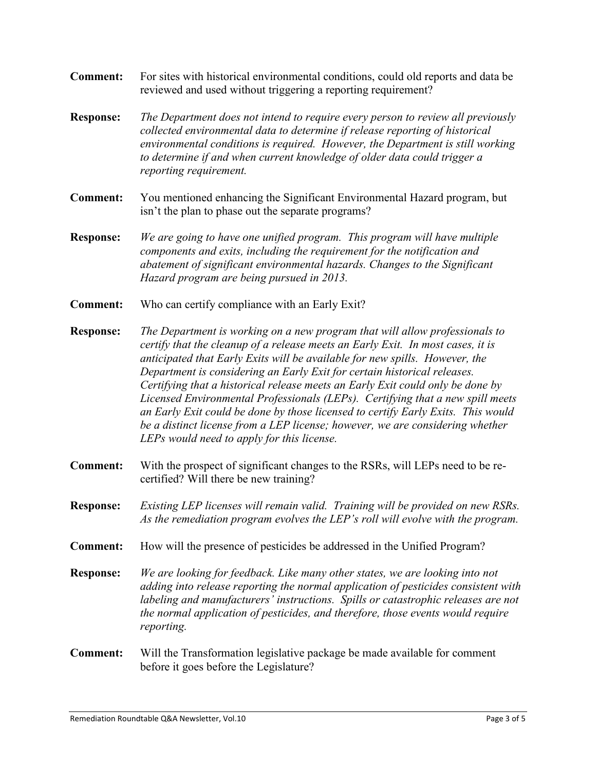**Comment:** For sites with historical environmental conditions, could old reports and data be reviewed and used without triggering a reporting requirement?

**Response:** *The Department does not intend to require every person to review all previously collected environmental data to determine if release reporting of historical environmental conditions is required. However, the Department is still working to determine if and when current knowledge of older data could trigger a reporting requirement.*

**Comment:** You mentioned enhancing the Significant Environmental Hazard program, but isn't the plan to phase out the separate programs?

**Response:** *We are going to have one unified program. This program will have multiple components and exits, including the requirement for the notification and abatement of significant environmental hazards. Changes to the Significant Hazard program are being pursued in 2013.*

**Comment:** Who can certify compliance with an Early Exit?

**Response:** *The Department is working on a new program that will allow professionals to certify that the cleanup of a release meets an Early Exit. In most cases, it is anticipated that Early Exits will be available for new spills. However, the Department is considering an Early Exit for certain historical releases. Certifying that a historical release meets an Early Exit could only be done by Licensed Environmental Professionals (LEPs). Certifying that a new spill meets an Early Exit could be done by those licensed to certify Early Exits. This would be a distinct license from a LEP license; however, we are considering whether LEPs would need to apply for this license.*

**Comment:** With the prospect of significant changes to the RSRs, will LEPs need to be re-certified? Will there be new training?

**Response:** *Existing LEP licenses will remain valid. Training will be provided on new RSRs. As the remediation program evolves the LEP's roll will evolve with the program.*

**Comment:** How will the presence of pesticides be addressed in the Unified Program?

**Response:** *We are looking for feedback. Like many other states, we are looking into not adding into release reporting the normal application of pesticides consistent with labeling and manufacturers' instructions. Spills or catastrophic releases are not the normal application of pesticides, and therefore, those events would require reporting.*

**Comment:** Will the Transformation legislative package be made available for comment before it goes before the Legislature?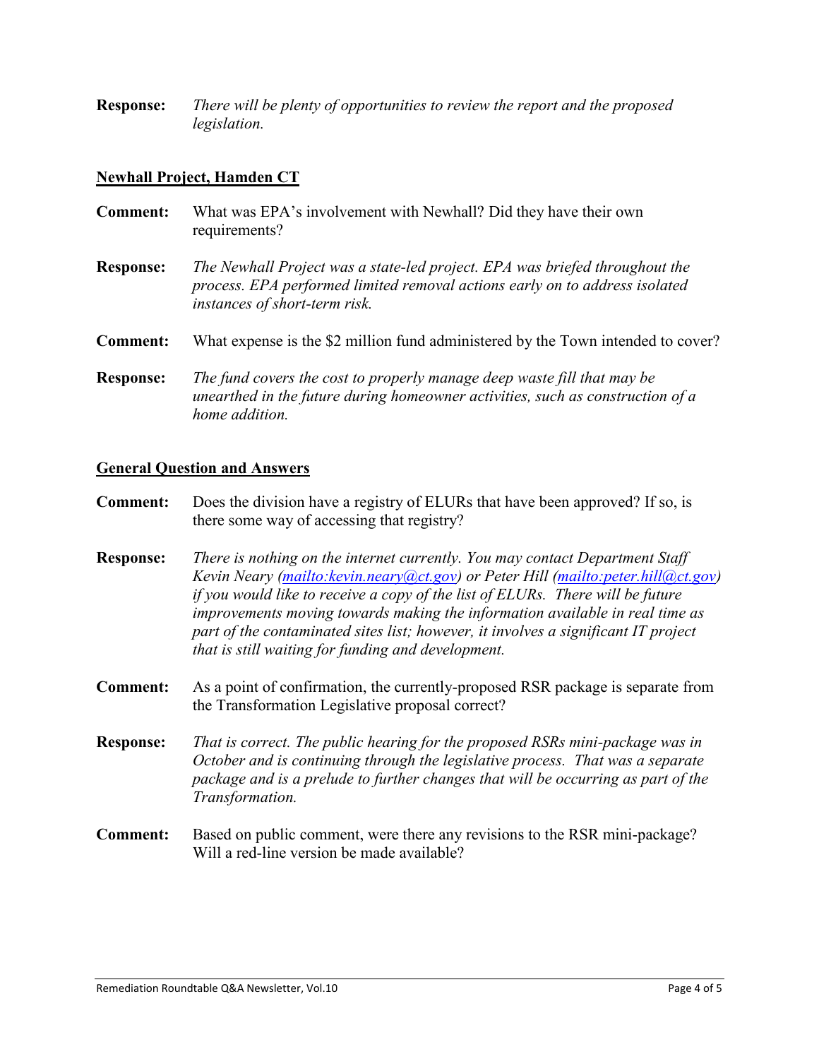**Response:** *There will be plenty of opportunities to review the report and the proposed legislation.*

## Newhall Project, Hamden CT

**Comment:** What was EPA's involvement with Newhall? Did they have their own requirements?

**Response:** *The Newhall Project was a state-led project. EPA was briefed throughout the process. EPA performed limited removal actions early on to address isolated instances of short-term risk.*

**Comment:** What expense is the $2 million fund administered by the Town intended to cover?

**Response:** *The fund covers the cost to properly manage deep waste fill that may be unearthed in the future during homeowner activities, such as construction of a home addition.*

## General Question and Answers

**Comment:** Does the division have a registry of ELURs that have been approved? If so, is there some way of accessing that registry?

**Response:** *There is nothing on the internet currently. You may contact Department Staff Kevin Neary ([mailto:kevin.neary@ct.gov](mailto:kevin.neary@ct.gov)) or Peter Hill ([mailto:peter.hill@ct.gov](mailto:peter.hill@ct.gov)) if you would like to receive a copy of the list of ELURs. There will be future improvements moving towards making the information available in real time as part of the contaminated sites list; however, it involves a significant IT project that is still waiting for funding and development.*

**Comment:** As a point of confirmation, the currently-proposed RSR package is separate from the Transformation Legislative proposal correct?

**Response:** *That is correct. The public hearing for the proposed RSRs mini-package was in October and is continuing through the legislative process. That was a separate package and is a prelude to further changes that will be occurring as part of the Transformation.*

**Comment:** Based on public comment, were there any revisions to the RSR mini-package? Will a red-line version be made available?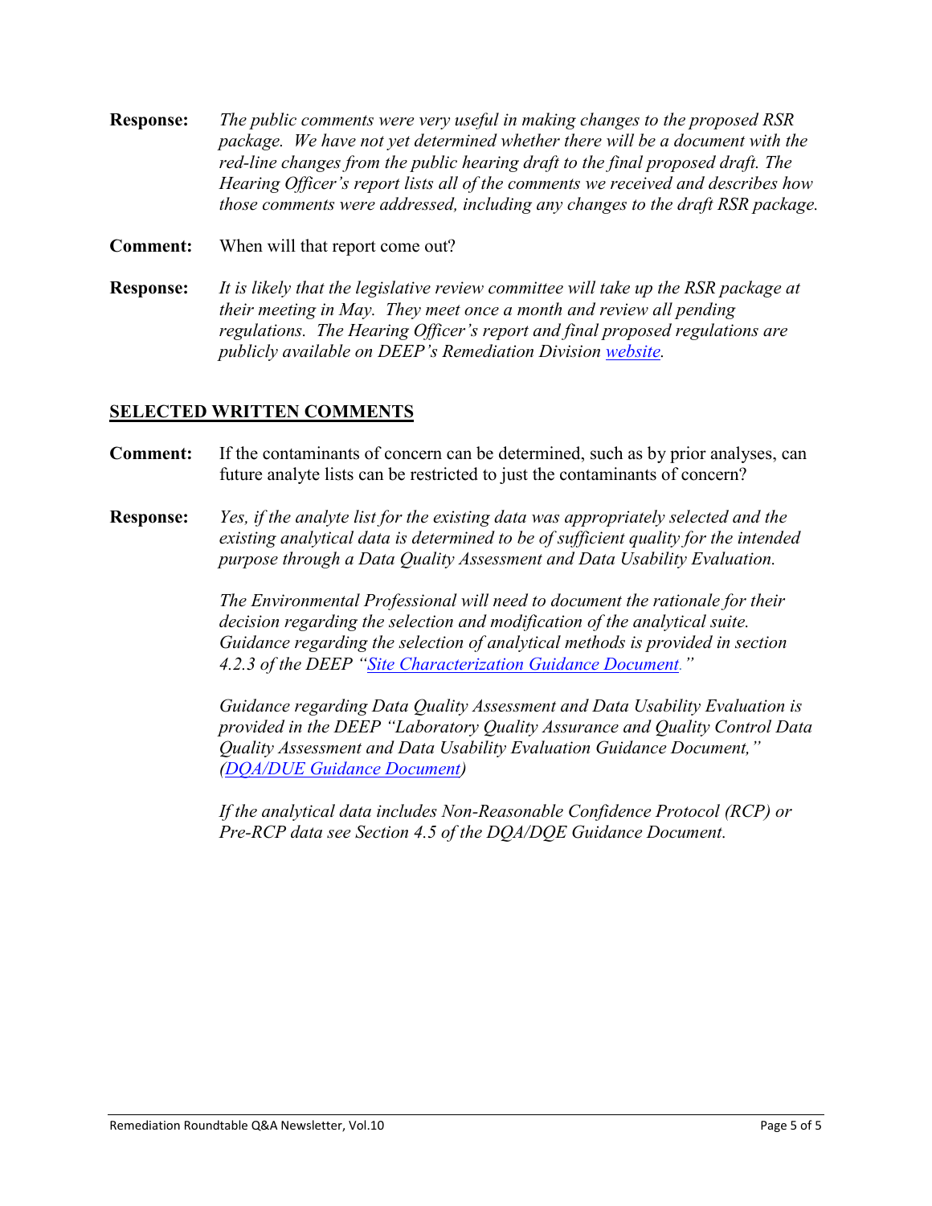**Response:** *The public comments were very useful in making changes to the proposed RSR package. We have not yet determined whether there will be a document with the red-line changes from the public hearing draft to the final proposed draft. The Hearing Officer's report lists all of the comments we received and describes how those comments were addressed, including any changes to the draft RSR package.*

**Comment:** When will that report come out?

**Response:** *It is likely that the legislative review committee will take up the RSR package at their meeting in May. They meet once a month and review all pending regulations. The Hearing Officer's report and final proposed regulations are publicly available on DEEP's Remediation Division website.*

## SELECTED WRITTEN COMMENTS

**Comment:** If the contaminants of concern can be determined, such as by prior analyses, can future analyte lists can be restricted to just the contaminants of concern?

**Response:** *Yes, if the analyte list for the existing data was appropriately selected and the existing analytical data is determined to be of sufficient quality for the intended purpose through a Data Quality Assessment and Data Usability Evaluation.*

*The Environmental Professional will need to document the rationale for their decision regarding the selection and modification of the analytical suite. Guidance regarding the selection of analytical methods is provided in section 4.2.3 of the DEEP "Site Characterization Guidance Document."*

*Guidance regarding Data Quality Assessment and Data Usability Evaluation is provided in the DEEP "Laboratory Quality Assurance and Quality Control Data Quality Assessment and Data Usability Evaluation Guidance Document," (DQA/DUE Guidance Document)*

*If the analytical data includes Non-Reasonable Confidence Protocol (RCP) or Pre-RCP data see Section 4.5 of the DQA/DQE Guidance Document.*